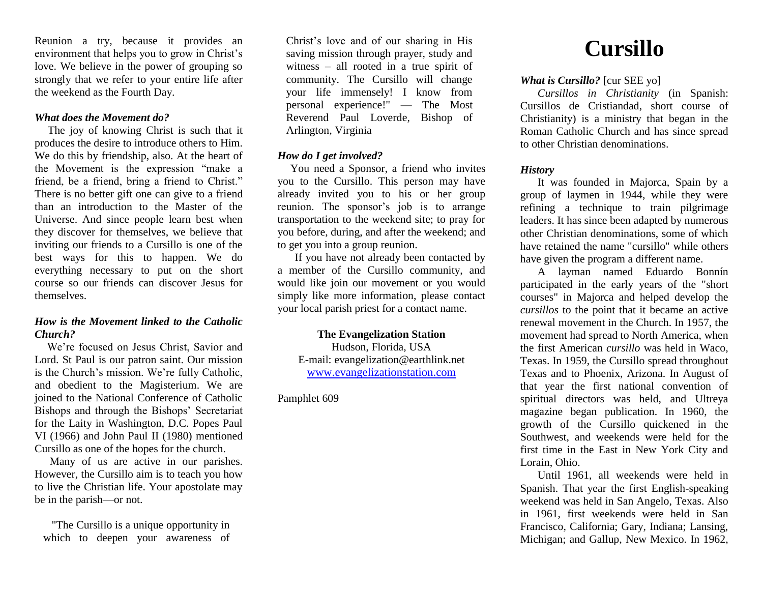Reunion a try, because it provides an environment that helps you to grow in Christ's love. We believe in the power of grouping so strongly that we refer to your entire life after the weekend as the Fourth Day.

***What does the Movement do?***

The joy of knowing Christ is such that it produces the desire to introduce others to Him. We do this by friendship, also. At the heart of the Movement is the expression "make a friend, be a friend, bring a friend to Christ." There is no better gift one can give to a friend than an introduction to the Master of the Universe. And since people learn best when they discover for themselves, we believe that inviting our friends to a Cursillo is one of the best ways for this to happen. We do everything necessary to put on the short course so our friends can discover Jesus for themselves.

***How is the Movement linked to the Catholic Church?***

We're focused on Jesus Christ, Savior and Lord. St Paul is our patron saint. Our mission is the Church's mission. We're fully Catholic, and obedient to the Magisterium. We are joined to the National Conference of Catholic Bishops and through the Bishops' Secretariat for the Laity in Washington, D.C. Popes Paul VI (1966) and John Paul II (1980) mentioned Cursillo as one of the hopes for the church.

Many of us are active in our parishes. However, the Cursillo aim is to teach you how to live the Christian life. Your apostolate may be in the parish—or not.

> "The Cursillo is a unique opportunity in which to deepen your awareness of Christ's love and of our sharing in His saving mission through prayer, study and witness – all rooted in a true spirit of community. The Cursillo will change your life immensely! I know from personal experience!" — The Most Reverend Paul Loverde, Bishop of Arlington, Virginia

***How do I get involved?***

You need a Sponsor, a friend who invites you to the Cursillo. This person may have already invited you to his or her group reunion. The sponsor's job is to arrange transportation to the weekend site; to pray for you before, during, and after the weekend; and to get you into a group reunion.

If you have not already been contacted by a member of the Cursillo community, and would like join our movement or you would simply like more information, please contact your local parish priest for a contact name.

**The Evangelization Station**
Hudson, Florida, USA
E-mail: evangelization@earthlink.net
www.evangelizationstation.com

Pamphlet 609

# Cursillo

***What is Cursillo?*** [cur SEE yo]

*Cursillos in Christianity* (in Spanish: Cursillos de Cristiandad, short course of Christianity) is a ministry that began in the Roman Catholic Church and has since spread to other Christian denominations.

***History***

It was founded in Majorca, Spain by a group of laymen in 1944, while they were refining a technique to train pilgrimage leaders. It has since been adapted by numerous other Christian denominations, some of which have retained the name "cursillo" while others have given the program a different name.

A layman named Eduardo Bonnín participated in the early years of the "short courses" in Majorca and helped develop the *cursillos* to the point that it became an active renewal movement in the Church. In 1957, the movement had spread to North America, when the first American *cursillo* was held in Waco, Texas. In 1959, the Cursillo spread throughout Texas and to Phoenix, Arizona. In August of that year the first national convention of spiritual directors was held, and Ultreya magazine began publication. In 1960, the growth of the Cursillo quickened in the Southwest, and weekends were held for the first time in the East in New York City and Lorain, Ohio.

Until 1961, all weekends were held in Spanish. That year the first English-speaking weekend was held in San Angelo, Texas. Also in 1961, first weekends were held in San Francisco, California; Gary, Indiana; Lansing, Michigan; and Gallup, New Mexico. In 1962,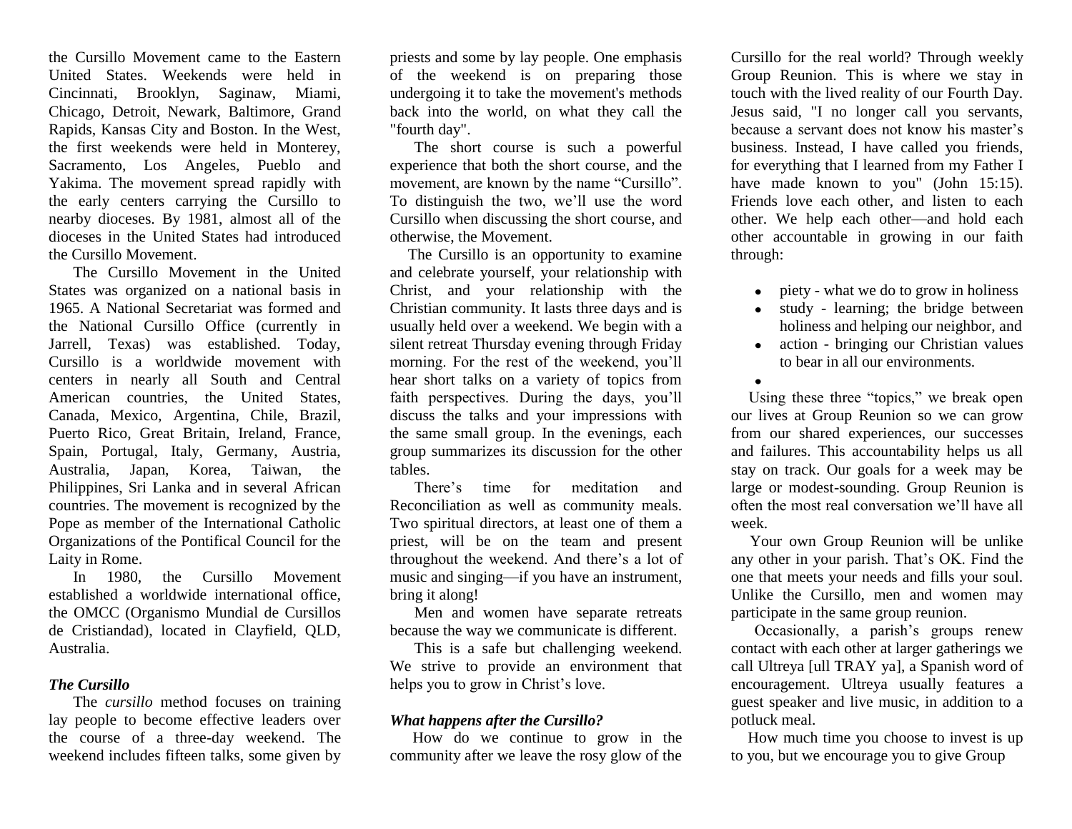the Cursillo Movement came to the Eastern United States. Weekends were held in Cincinnati, Brooklyn, Saginaw, Miami, Chicago, Detroit, Newark, Baltimore, Grand Rapids, Kansas City and Boston. In the West, the first weekends were held in Monterey, Sacramento, Los Angeles, Pueblo and Yakima. The movement spread rapidly with the early centers carrying the Cursillo to nearby dioceses. By 1981, almost all of the dioceses in the United States had introduced the Cursillo Movement.

The Cursillo Movement in the United States was organized on a national basis in 1965. A National Secretariat was formed and the National Cursillo Office (currently in Jarrell, Texas) was established. Today, Cursillo is a worldwide movement with centers in nearly all South and Central American countries, the United States, Canada, Mexico, Argentina, Chile, Brazil, Puerto Rico, Great Britain, Ireland, France, Spain, Portugal, Italy, Germany, Austria, Australia, Japan, Korea, Taiwan, the Philippines, Sri Lanka and in several African countries. The movement is recognized by the Pope as member of the International Catholic Organizations of the Pontifical Council for the Laity in Rome.

In 1980, the Cursillo Movement established a worldwide international office, the OMCC (Organismo Mundial de Cursillos de Cristiandad), located in Clayfield, QLD, Australia.

### *The Cursillo*

The *cursillo* method focuses on training lay people to become effective leaders over the course of a three-day weekend. The weekend includes fifteen talks, some given by priests and some by lay people. One emphasis of the weekend is on preparing those undergoing it to take the movement's methods back into the world, on what they call the "fourth day".

The short course is such a powerful experience that both the short course, and the movement, are known by the name "Cursillo". To distinguish the two, we'll use the word Cursillo when discussing the short course, and otherwise, the Movement.

The Cursillo is an opportunity to examine and celebrate yourself, your relationship with Christ, and your relationship with the Christian community. It lasts three days and is usually held over a weekend. We begin with a silent retreat Thursday evening through Friday morning. For the rest of the weekend, you'll hear short talks on a variety of topics from faith perspectives. During the days, you'll discuss the talks and your impressions with the same small group. In the evenings, each group summarizes its discussion for the other tables.

There's time for meditation and Reconciliation as well as community meals. Two spiritual directors, at least one of them a priest, will be on the team and present throughout the weekend. And there's a lot of music and singing—if you have an instrument, bring it along!

Men and women have separate retreats because the way we communicate is different.

This is a safe but challenging weekend. We strive to provide an environment that helps you to grow in Christ's love.

### *What happens after the Cursillo?*

How do we continue to grow in the community after we leave the rosy glow of the Cursillo for the real world? Through weekly Group Reunion. This is where we stay in touch with the lived reality of our Fourth Day. Jesus said, "I no longer call you servants, because a servant does not know his master's business. Instead, I have called you friends, for everything that I learned from my Father I have made known to you" (John 15:15). Friends love each other, and listen to each other. We help each other—and hold each other accountable in growing in our faith through:

- piety - what we do to grow in holiness
- study - learning; the bridge between holiness and helping our neighbor, and
- action - bringing our Christian values to bear in all our environments.

Using these three "topics," we break open our lives at Group Reunion so we can grow from our shared experiences, our successes and failures. This accountability helps us all stay on track. Our goals for a week may be large or modest-sounding. Group Reunion is often the most real conversation we'll have all week.

Your own Group Reunion will be unlike any other in your parish. That's OK. Find the one that meets your needs and fills your soul. Unlike the Cursillo, men and women may participate in the same group reunion.

Occasionally, a parish's groups renew contact with each other at larger gatherings we call Ultreya [ull TRAY ya], a Spanish word of encouragement. Ultreya usually features a guest speaker and live music, in addition to a potluck meal.

How much time you choose to invest is up to you, but we encourage you to give Group